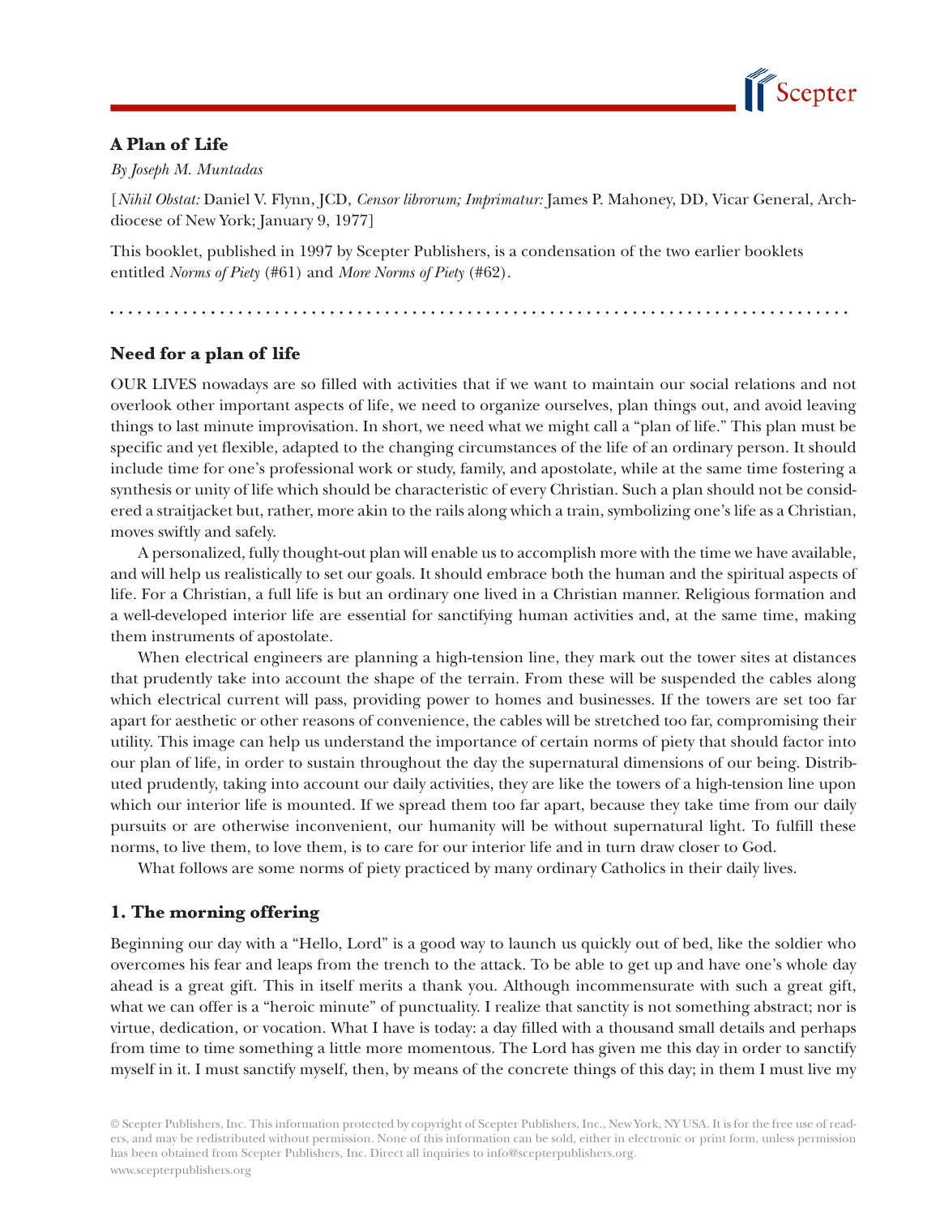# A Plan of Life

*By Joseph M. Muntadas*

[*Nihil Obstat:* Daniel V. Flynn, JCD, *Censor librorum; Imprimatur:* James P. Mahoney, DD, Vicar General, Archdiocese of New York; January 9, 1977]

This booklet, published in 1997 by Scepter Publishers, is a condensation of the two earlier booklets entitled *Norms of Piety* (#61) and *More Norms of Piety* (#62).

## Need for a plan of life

OUR LIVES nowadays are so filled with activities that if we want to maintain our social relations and not overlook other important aspects of life, we need to organize ourselves, plan things out, and avoid leaving things to last minute improvisation. In short, we need what we might call a "plan of life." This plan must be specific and yet flexible, adapted to the changing circumstances of the life of an ordinary person. It should include time for one's professional work or study, family, and apostolate, while at the same time fostering a synthesis or unity of life which should be characteristic of every Christian. Such a plan should not be considered a straitjacket but, rather, more akin to the rails along which a train, symbolizing one's life as a Christian, moves swiftly and safely.

A personalized, fully thought-out plan will enable us to accomplish more with the time we have available, and will help us realistically to set our goals. It should embrace both the human and the spiritual aspects of life. For a Christian, a full life is but an ordinary one lived in a Christian manner. Religious formation and a well-developed interior life are essential for sanctifying human activities and, at the same time, making them instruments of apostolate.

When electrical engineers are planning a high-tension line, they mark out the tower sites at distances that prudently take into account the shape of the terrain. From these will be suspended the cables along which electrical current will pass, providing power to homes and businesses. If the towers are set too far apart for aesthetic or other reasons of convenience, the cables will be stretched too far, compromising their utility. This image can help us understand the importance of certain norms of piety that should factor into our plan of life, in order to sustain throughout the day the supernatural dimensions of our being. Distributed prudently, taking into account our daily activities, they are like the towers of a high-tension line upon which our interior life is mounted. If we spread them too far apart, because they take time from our daily pursuits or are otherwise inconvenient, our humanity will be without supernatural light. To fulfill these norms, to live them, to love them, is to care for our interior life and in turn draw closer to God.

What follows are some norms of piety practiced by many ordinary Catholics in their daily lives.

## 1. The morning offering

Beginning our day with a "Hello, Lord" is a good way to launch us quickly out of bed, like the soldier who overcomes his fear and leaps from the trench to the attack. To be able to get up and have one's whole day ahead is a great gift. This in itself merits a thank you. Although incommensurate with such a great gift, what we can offer is a "heroic minute" of punctuality. I realize that sanctity is not something abstract; nor is virtue, dedication, or vocation. What I have is today: a day filled with a thousand small details and perhaps from time to time something a little more momentous. The Lord has given me this day in order to sanctify myself in it. I must sanctify myself, then, by means of the concrete things of this day; in them I must live my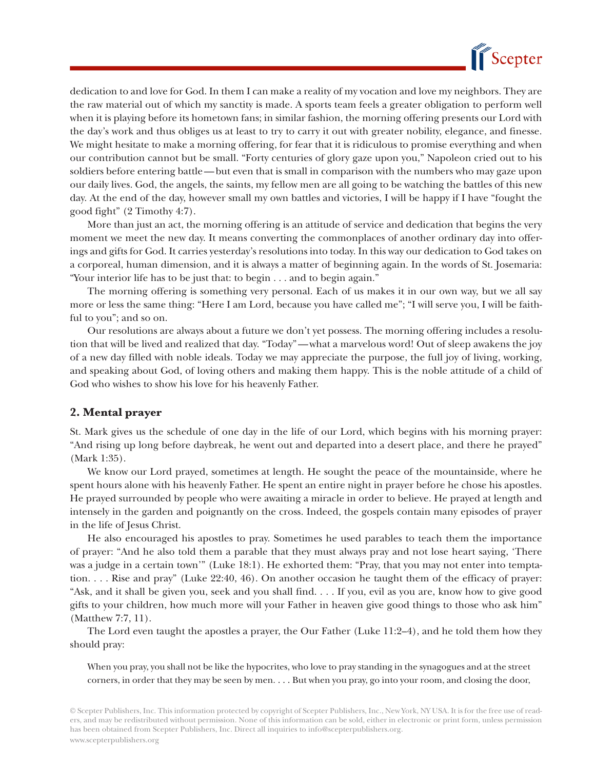dedication to and love for God. In them I can make a reality of my vocation and love my neighbors. They are the raw material out of which my sanctity is made. A sports team feels a greater obligation to perform well when it is playing before its hometown fans; in similar fashion, the morning offering presents our Lord with the day's work and thus obliges us at least to try to carry it out with greater nobility, elegance, and finesse. We might hesitate to make a morning offering, for fear that it is ridiculous to promise everything and when our contribution cannot but be small. "Forty centuries of glory gaze upon you," Napoleon cried out to his soldiers before entering battle—but even that is small in comparison with the numbers who may gaze upon our daily lives. God, the angels, the saints, my fellow men are all going to be watching the battles of this new day. At the end of the day, however small my own battles and victories, I will be happy if I have "fought the good fight" (2 Timothy 4:7).

More than just an act, the morning offering is an attitude of service and dedication that begins the very moment we meet the new day. It means converting the commonplaces of another ordinary day into offerings and gifts for God. It carries yesterday's resolutions into today. In this way our dedication to God takes on a corporeal, human dimension, and it is always a matter of beginning again. In the words of St. Josemaria: "Your interior life has to be just that: to begin . . . and to begin again."

The morning offering is something very personal. Each of us makes it in our own way, but we all say more or less the same thing: "Here I am Lord, because you have called me"; "I will serve you, I will be faithful to you"; and so on.

Our resolutions are always about a future we don't yet possess. The morning offering includes a resolution that will be lived and realized that day. "Today"—what a marvelous word! Out of sleep awakens the joy of a new day filled with noble ideals. Today we may appreciate the purpose, the full joy of living, working, and speaking about God, of loving others and making them happy. This is the noble attitude of a child of God who wishes to show his love for his heavenly Father.

## 2. Mental prayer

St. Mark gives us the schedule of one day in the life of our Lord, which begins with his morning prayer: "And rising up long before daybreak, he went out and departed into a desert place, and there he prayed" (Mark 1:35).

We know our Lord prayed, sometimes at length. He sought the peace of the mountainside, where he spent hours alone with his heavenly Father. He spent an entire night in prayer before he chose his apostles. He prayed surrounded by people who were awaiting a miracle in order to believe. He prayed at length and intensely in the garden and poignantly on the cross. Indeed, the gospels contain many episodes of prayer in the life of Jesus Christ.

He also encouraged his apostles to pray. Sometimes he used parables to teach them the importance of prayer: "And he also told them a parable that they must always pray and not lose heart saying, 'There was a judge in a certain town'" (Luke 18:1). He exhorted them: "Pray, that you may not enter into temptation. . . . Rise and pray" (Luke 22:40, 46). On another occasion he taught them of the efficacy of prayer: "Ask, and it shall be given you, seek and you shall find. . . . If you, evil as you are, know how to give good gifts to your children, how much more will your Father in heaven give good things to those who ask him" (Matthew 7:7, 11).

The Lord even taught the apostles a prayer, the Our Father (Luke 11:2–4), and he told them how they should pray:

> When you pray, you shall not be like the hypocrites, who love to pray standing in the synagogues and at the street corners, in order that they may be seen by men. . . . But when you pray, go into your room, and closing the door,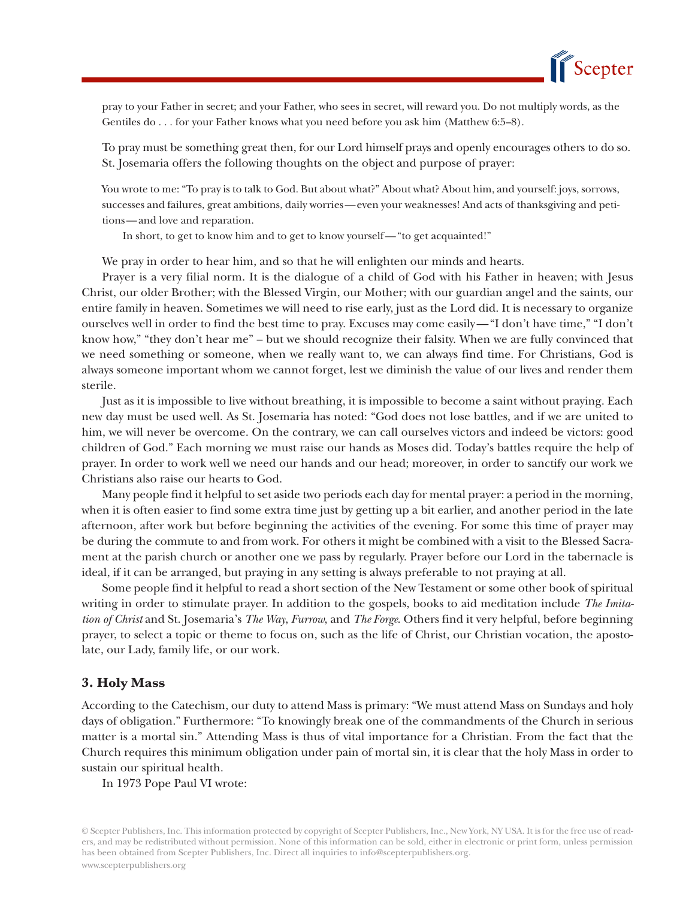pray to your Father in secret; and your Father, who sees in secret, will reward you. Do not multiply words, as the Gentiles do . . . for your Father knows what you need before you ask him (Matthew 6:5–8).

To pray must be something great then, for our Lord himself prays and openly encourages others to do so. St. Josemaria offers the following thoughts on the object and purpose of prayer:

> You wrote to me: "To pray is to talk to God. But about what?" About what? About him, and yourself: joys, sorrows, successes and failures, great ambitions, daily worries—even your weaknesses! And acts of thanksgiving and petitions—and love and reparation.
>
> In short, to get to know him and to get to know yourself—"to get acquainted!"

We pray in order to hear him, and so that he will enlighten our minds and hearts.

Prayer is a very filial norm. It is the dialogue of a child of God with his Father in heaven; with Jesus Christ, our older Brother; with the Blessed Virgin, our Mother; with our guardian angel and the saints, our entire family in heaven. Sometimes we will need to rise early, just as the Lord did. It is necessary to organize ourselves well in order to find the best time to pray. Excuses may come easily—"I don't have time," "I don't know how," "they don't hear me" – but we should recognize their falsity. When we are fully convinced that we need something or someone, when we really want to, we can always find time. For Christians, God is always someone important whom we cannot forget, lest we diminish the value of our lives and render them sterile.

Just as it is impossible to live without breathing, it is impossible to become a saint without praying. Each new day must be used well. As St. Josemaria has noted: "God does not lose battles, and if we are united to him, we will never be overcome. On the contrary, we can call ourselves victors and indeed be victors: good children of God." Each morning we must raise our hands as Moses did. Today's battles require the help of prayer. In order to work well we need our hands and our head; moreover, in order to sanctify our work we Christians also raise our hearts to God.

Many people find it helpful to set aside two periods each day for mental prayer: a period in the morning, when it is often easier to find some extra time just by getting up a bit earlier, and another period in the late afternoon, after work but before beginning the activities of the evening. For some this time of prayer may be during the commute to and from work. For others it might be combined with a visit to the Blessed Sacrament at the parish church or another one we pass by regularly. Prayer before our Lord in the tabernacle is ideal, if it can be arranged, but praying in any setting is always preferable to not praying at all.

Some people find it helpful to read a short section of the New Testament or some other book of spiritual writing in order to stimulate prayer. In addition to the gospels, books to aid meditation include *The Imitation of Christ* and St. Josemaria's *The Way*, *Furrow*, and *The Forge*. Others find it very helpful, before beginning prayer, to select a topic or theme to focus on, such as the life of Christ, our Christian vocation, the apostolate, our Lady, family life, or our work.

### 3. Holy Mass

According to the Catechism, our duty to attend Mass is primary: "We must attend Mass on Sundays and holy days of obligation." Furthermore: "To knowingly break one of the commandments of the Church in serious matter is a mortal sin." Attending Mass is thus of vital importance for a Christian. From the fact that the Church requires this minimum obligation under pain of mortal sin, it is clear that the holy Mass in order to sustain our spiritual health.

In 1973 Pope Paul VI wrote: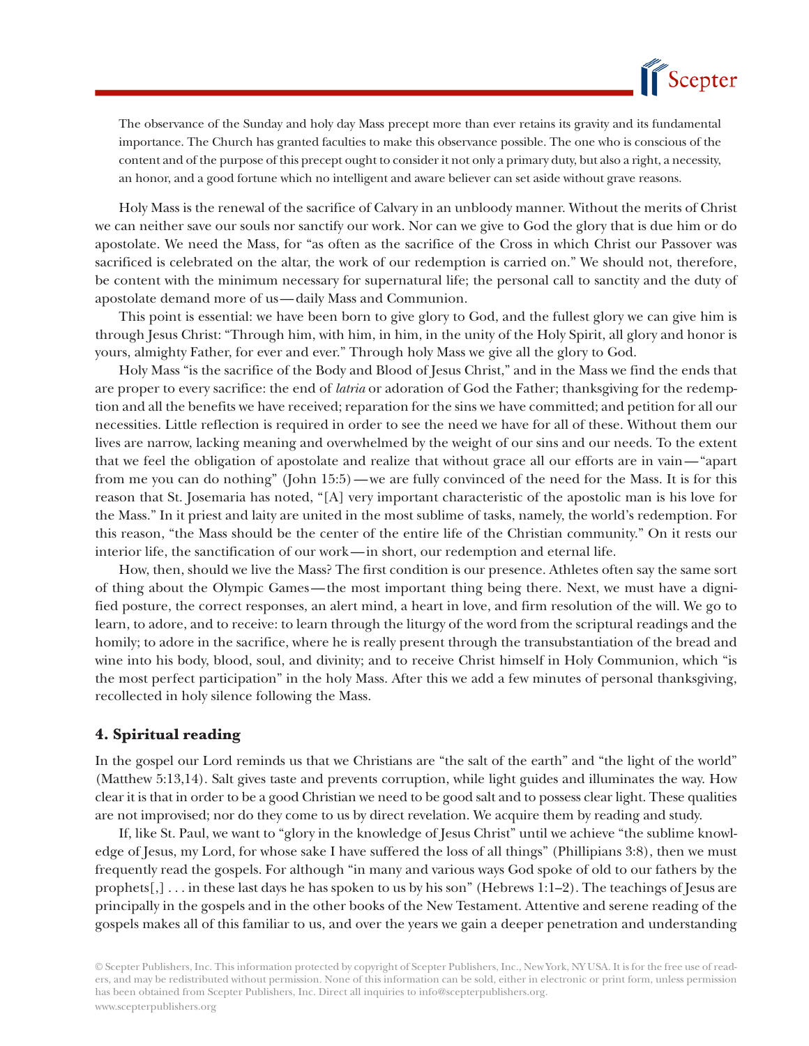> The observance of the Sunday and holy day Mass precept more than ever retains its gravity and its fundamental importance. The Church has granted faculties to make this observance possible. The one who is conscious of the content and of the purpose of this precept ought to consider it not only a primary duty, but also a right, a necessity, an honor, and a good fortune which no intelligent and aware believer can set aside without grave reasons.

Holy Mass is the renewal of the sacrifice of Calvary in an unbloody manner. Without the merits of Christ we can neither save our souls nor sanctify our work. Nor can we give to God the glory that is due him or do apostolate. We need the Mass, for "as often as the sacrifice of the Cross in which Christ our Passover was sacrificed is celebrated on the altar, the work of our redemption is carried on." We should not, therefore, be content with the minimum necessary for supernatural life; the personal call to sanctity and the duty of apostolate demand more of us—daily Mass and Communion.

This point is essential: we have been born to give glory to God, and the fullest glory we can give him is through Jesus Christ: "Through him, with him, in him, in the unity of the Holy Spirit, all glory and honor is yours, almighty Father, for ever and ever." Through holy Mass we give all the glory to God.

Holy Mass "is the sacrifice of the Body and Blood of Jesus Christ," and in the Mass we find the ends that are proper to every sacrifice: the end of *latria* or adoration of God the Father; thanksgiving for the redemption and all the benefits we have received; reparation for the sins we have committed; and petition for all our necessities. Little reflection is required in order to see the need we have for all of these. Without them our lives are narrow, lacking meaning and overwhelmed by the weight of our sins and our needs. To the extent that we feel the obligation of apostolate and realize that without grace all our efforts are in vain—"apart from me you can do nothing" (John 15:5)—we are fully convinced of the need for the Mass. It is for this reason that St. Josemaria has noted, "[A] very important characteristic of the apostolic man is his love for the Mass." In it priest and laity are united in the most sublime of tasks, namely, the world's redemption. For this reason, "the Mass should be the center of the entire life of the Christian community." On it rests our interior life, the sanctification of our work—in short, our redemption and eternal life.

How, then, should we live the Mass? The first condition is our presence. Athletes often say the same sort of thing about the Olympic Games—the most important thing being there. Next, we must have a dignified posture, the correct responses, an alert mind, a heart in love, and firm resolution of the will. We go to learn, to adore, and to receive: to learn through the liturgy of the word from the scriptural readings and the homily; to adore in the sacrifice, where he is really present through the transubstantiation of the bread and wine into his body, blood, soul, and divinity; and to receive Christ himself in Holy Communion, which "is the most perfect participation" in the holy Mass. After this we add a few minutes of personal thanksgiving, recollected in holy silence following the Mass.

### 4. Spiritual reading

In the gospel our Lord reminds us that we Christians are "the salt of the earth" and "the light of the world" (Matthew 5:13,14). Salt gives taste and prevents corruption, while light guides and illuminates the way. How clear it is that in order to be a good Christian we need to be good salt and to possess clear light. These qualities are not improvised; nor do they come to us by direct revelation. We acquire them by reading and study.

If, like St. Paul, we want to "glory in the knowledge of Jesus Christ" until we achieve "the sublime knowledge of Jesus, my Lord, for whose sake I have suffered the loss of all things" (Phillipians 3:8), then we must frequently read the gospels. For although "in many and various ways God spoke of old to our fathers by the prophets[,] . . . in these last days he has spoken to us by his son" (Hebrews 1:1–2). The teachings of Jesus are principally in the gospels and in the other books of the New Testament. Attentive and serene reading of the gospels makes all of this familiar to us, and over the years we gain a deeper penetration and understanding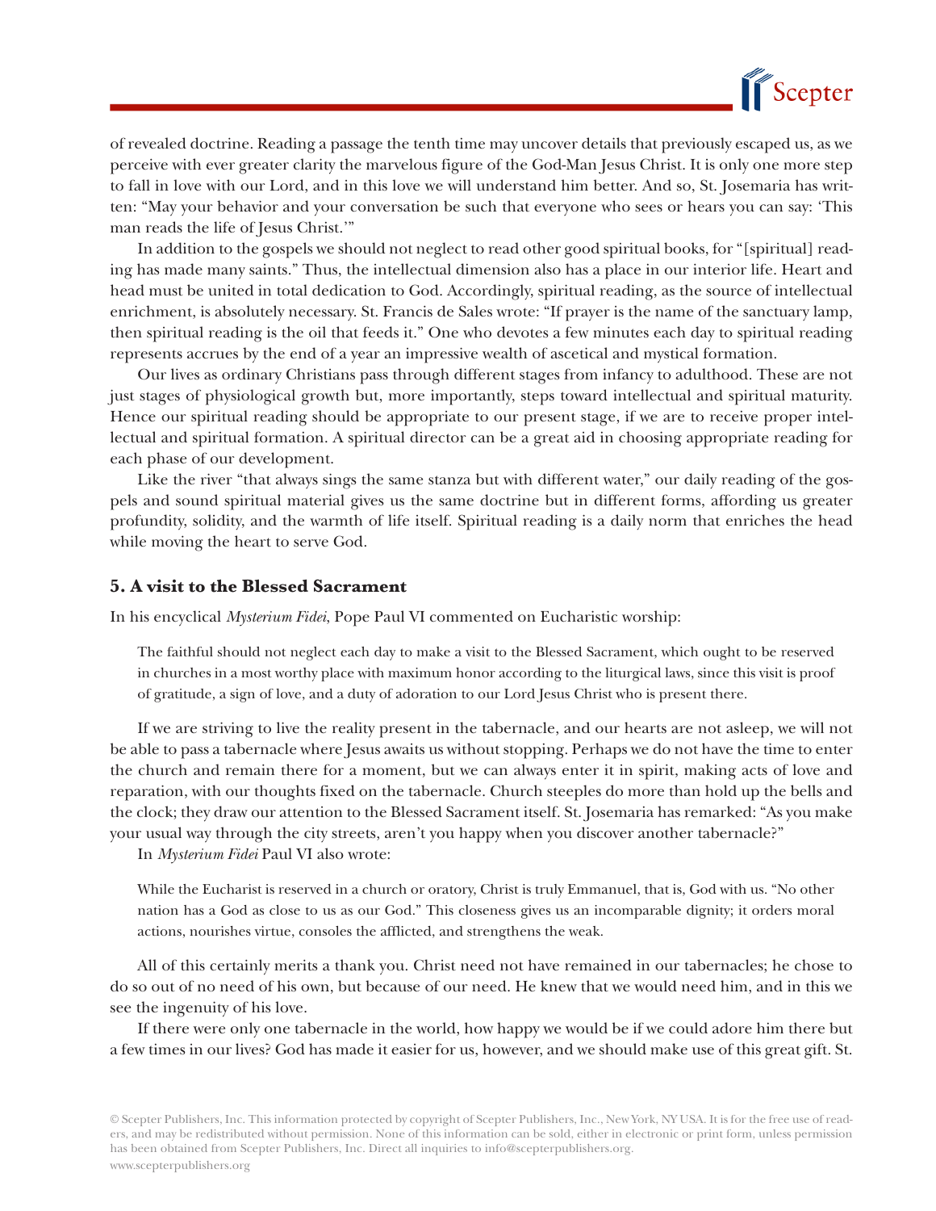of revealed doctrine. Reading a passage the tenth time may uncover details that previously escaped us, as we perceive with ever greater clarity the marvelous figure of the God-Man Jesus Christ. It is only one more step to fall in love with our Lord, and in this love we will understand him better. And so, St. Josemaria has written: "May your behavior and your conversation be such that everyone who sees or hears you can say: 'This man reads the life of Jesus Christ.'"

In addition to the gospels we should not neglect to read other good spiritual books, for "[spiritual] reading has made many saints." Thus, the intellectual dimension also has a place in our interior life. Heart and head must be united in total dedication to God. Accordingly, spiritual reading, as the source of intellectual enrichment, is absolutely necessary. St. Francis de Sales wrote: "If prayer is the name of the sanctuary lamp, then spiritual reading is the oil that feeds it." One who devotes a few minutes each day to spiritual reading represents accrues by the end of a year an impressive wealth of ascetical and mystical formation.

Our lives as ordinary Christians pass through different stages from infancy to adulthood. These are not just stages of physiological growth but, more importantly, steps toward intellectual and spiritual maturity. Hence our spiritual reading should be appropriate to our present stage, if we are to receive proper intellectual and spiritual formation. A spiritual director can be a great aid in choosing appropriate reading for each phase of our development.

Like the river "that always sings the same stanza but with different water," our daily reading of the gospels and sound spiritual material gives us the same doctrine but in different forms, affording us greater profundity, solidity, and the warmth of life itself. Spiritual reading is a daily norm that enriches the head while moving the heart to serve God.

### 5. A visit to the Blessed Sacrament

In his encyclical *Mysterium Fidei*, Pope Paul VI commented on Eucharistic worship:

> The faithful should not neglect each day to make a visit to the Blessed Sacrament, which ought to be reserved in churches in a most worthy place with maximum honor according to the liturgical laws, since this visit is proof of gratitude, a sign of love, and a duty of adoration to our Lord Jesus Christ who is present there.

If we are striving to live the reality present in the tabernacle, and our hearts are not asleep, we will not be able to pass a tabernacle where Jesus awaits us without stopping. Perhaps we do not have the time to enter the church and remain there for a moment, but we can always enter it in spirit, making acts of love and reparation, with our thoughts fixed on the tabernacle. Church steeples do more than hold up the bells and the clock; they draw our attention to the Blessed Sacrament itself. St. Josemaria has remarked: "As you make your usual way through the city streets, aren't you happy when you discover another tabernacle?"

In *Mysterium Fidei* Paul VI also wrote:

> While the Eucharist is reserved in a church or oratory, Christ is truly Emmanuel, that is, God with us. "No other nation has a God as close to us as our God." This closeness gives us an incomparable dignity; it orders moral actions, nourishes virtue, consoles the afflicted, and strengthens the weak.

All of this certainly merits a thank you. Christ need not have remained in our tabernacles; he chose to do so out of no need of his own, but because of our need. He knew that we would need him, and in this we see the ingenuity of his love.

If there were only one tabernacle in the world, how happy we would be if we could adore him there but a few times in our lives? God has made it easier for us, however, and we should make use of this great gift. St.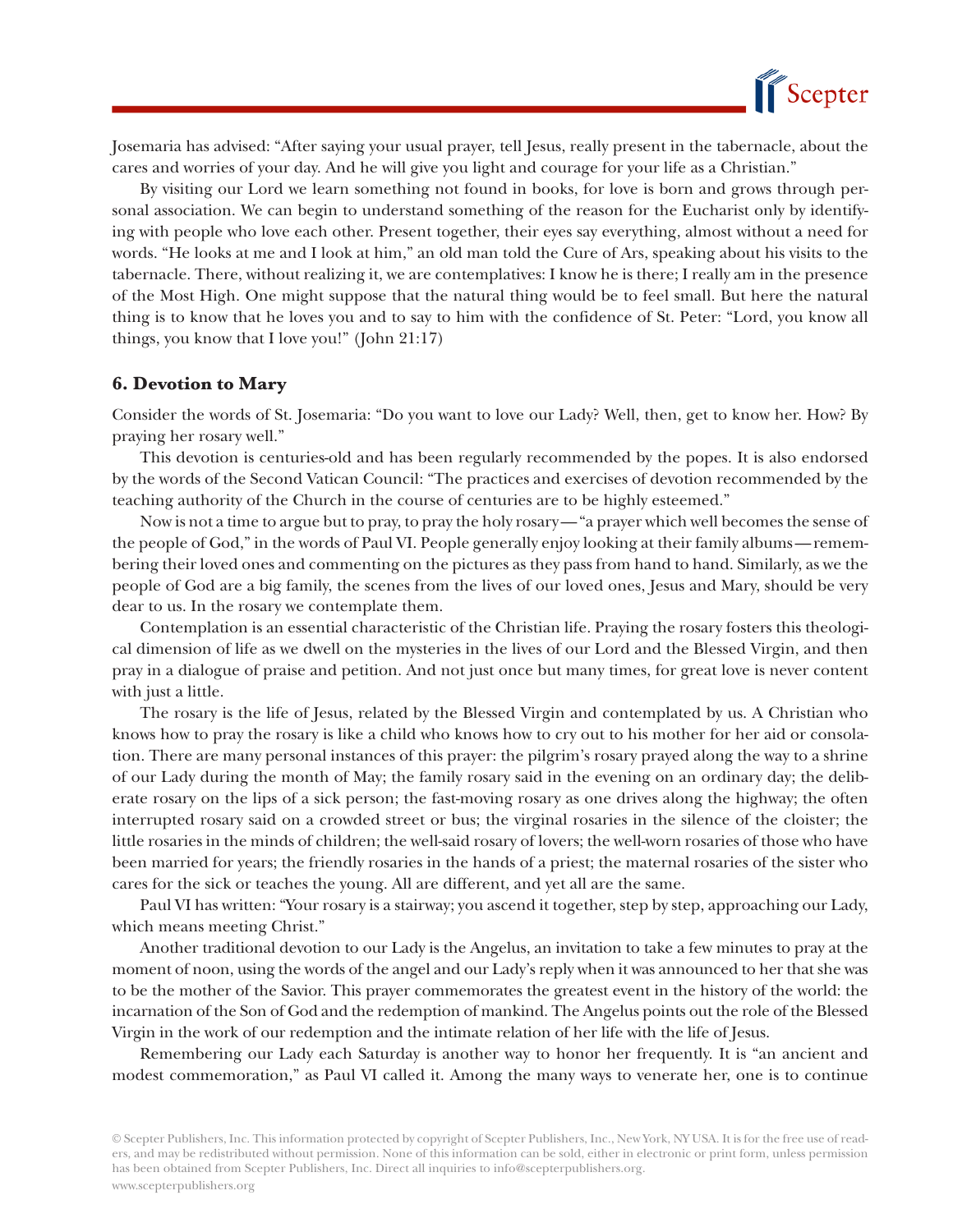Josemaria has advised: "After saying your usual prayer, tell Jesus, really present in the tabernacle, about the cares and worries of your day. And he will give you light and courage for your life as a Christian."

By visiting our Lord we learn something not found in books, for love is born and grows through personal association. We can begin to understand something of the reason for the Eucharist only by identifying with people who love each other. Present together, their eyes say everything, almost without a need for words. "He looks at me and I look at him," an old man told the Cure of Ars, speaking about his visits to the tabernacle. There, without realizing it, we are contemplatives: I know he is there; I really am in the presence of the Most High. One might suppose that the natural thing would be to feel small. But here the natural thing is to know that he loves you and to say to him with the confidence of St. Peter: "Lord, you know all things, you know that I love you!" (John 21:17)

### 6. Devotion to Mary

Consider the words of St. Josemaria: "Do you want to love our Lady? Well, then, get to know her. How? By praying her rosary well."

This devotion is centuries-old and has been regularly recommended by the popes. It is also endorsed by the words of the Second Vatican Council: "The practices and exercises of devotion recommended by the teaching authority of the Church in the course of centuries are to be highly esteemed."

Now is not a time to argue but to pray, to pray the holy rosary—"a prayer which well becomes the sense of the people of God," in the words of Paul VI. People generally enjoy looking at their family albums—remembering their loved ones and commenting on the pictures as they pass from hand to hand. Similarly, as we the people of God are a big family, the scenes from the lives of our loved ones, Jesus and Mary, should be very dear to us. In the rosary we contemplate them.

Contemplation is an essential characteristic of the Christian life. Praying the rosary fosters this theological dimension of life as we dwell on the mysteries in the lives of our Lord and the Blessed Virgin, and then pray in a dialogue of praise and petition. And not just once but many times, for great love is never content with just a little.

The rosary is the life of Jesus, related by the Blessed Virgin and contemplated by us. A Christian who knows how to pray the rosary is like a child who knows how to cry out to his mother for her aid or consolation. There are many personal instances of this prayer: the pilgrim's rosary prayed along the way to a shrine of our Lady during the month of May; the family rosary said in the evening on an ordinary day; the deliberate rosary on the lips of a sick person; the fast-moving rosary as one drives along the highway; the often interrupted rosary said on a crowded street or bus; the virginal rosaries in the silence of the cloister; the little rosaries in the minds of children; the well-said rosary of lovers; the well-worn rosaries of those who have been married for years; the friendly rosaries in the hands of a priest; the maternal rosaries of the sister who cares for the sick or teaches the young. All are different, and yet all are the same.

Paul VI has written: "Your rosary is a stairway; you ascend it together, step by step, approaching our Lady, which means meeting Christ."

Another traditional devotion to our Lady is the Angelus, an invitation to take a few minutes to pray at the moment of noon, using the words of the angel and our Lady's reply when it was announced to her that she was to be the mother of the Savior. This prayer commemorates the greatest event in the history of the world: the incarnation of the Son of God and the redemption of mankind. The Angelus points out the role of the Blessed Virgin in the work of our redemption and the intimate relation of her life with the life of Jesus.

Remembering our Lady each Saturday is another way to honor her frequently. It is "an ancient and modest commemoration," as Paul VI called it. Among the many ways to venerate her, one is to continue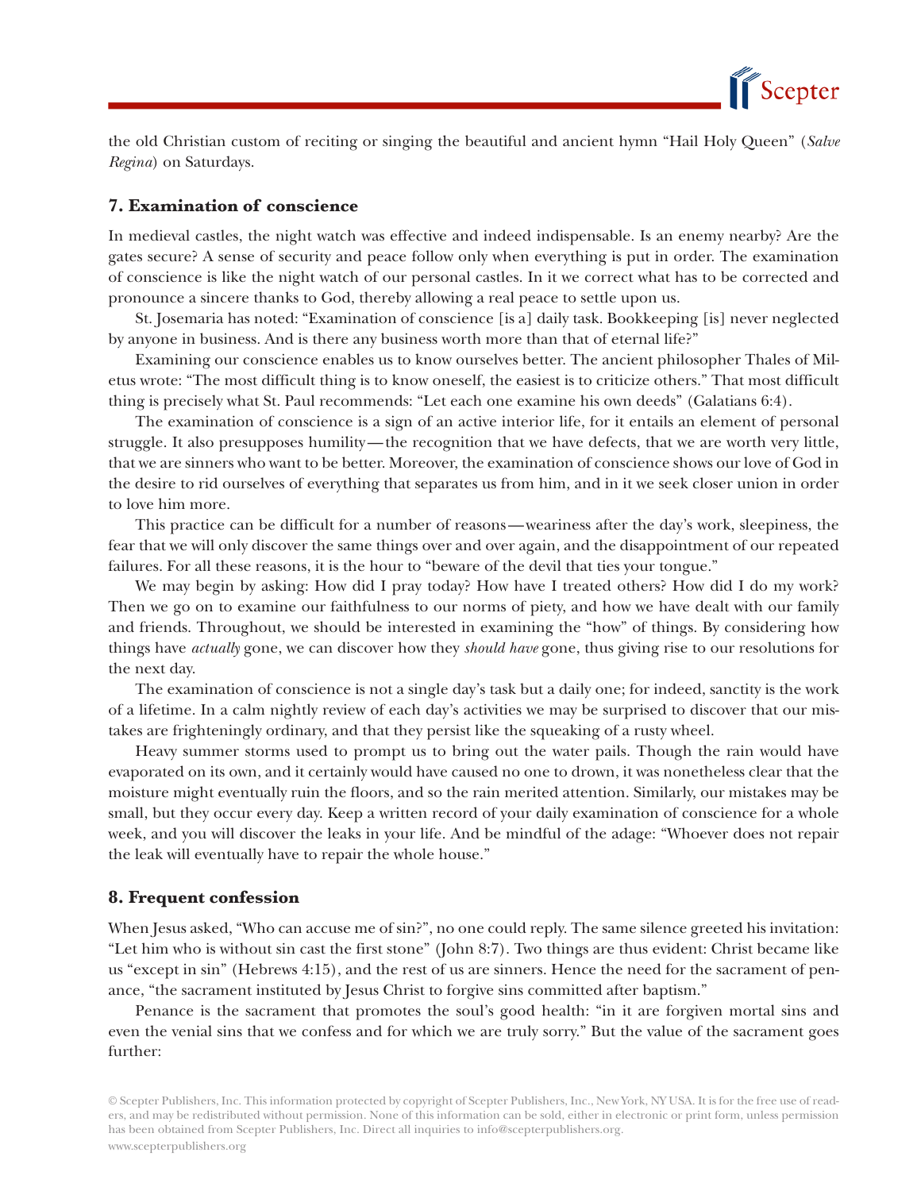the old Christian custom of reciting or singing the beautiful and ancient hymn "Hail Holy Queen" (*Salve Regina*) on Saturdays.

### 7. Examination of conscience

In medieval castles, the night watch was effective and indeed indispensable. Is an enemy nearby? Are the gates secure? A sense of security and peace follow only when everything is put in order. The examination of conscience is like the night watch of our personal castles. In it we correct what has to be corrected and pronounce a sincere thanks to God, thereby allowing a real peace to settle upon us.

St. Josemaria has noted: "Examination of conscience [is a] daily task. Bookkeeping [is] never neglected by anyone in business. And is there any business worth more than that of eternal life?"

Examining our conscience enables us to know ourselves better. The ancient philosopher Thales of Miletus wrote: "The most difficult thing is to know oneself, the easiest is to criticize others." That most difficult thing is precisely what St. Paul recommends: "Let each one examine his own deeds" (Galatians 6:4).

The examination of conscience is a sign of an active interior life, for it entails an element of personal struggle. It also presupposes humility—the recognition that we have defects, that we are worth very little, that we are sinners who want to be better. Moreover, the examination of conscience shows our love of God in the desire to rid ourselves of everything that separates us from him, and in it we seek closer union in order to love him more.

This practice can be difficult for a number of reasons—weariness after the day's work, sleepiness, the fear that we will only discover the same things over and over again, and the disappointment of our repeated failures. For all these reasons, it is the hour to "beware of the devil that ties your tongue."

We may begin by asking: How did I pray today? How have I treated others? How did I do my work? Then we go on to examine our faithfulness to our norms of piety, and how we have dealt with our family and friends. Throughout, we should be interested in examining the "how" of things. By considering how things have *actually* gone, we can discover how they *should have* gone, thus giving rise to our resolutions for the next day.

The examination of conscience is not a single day's task but a daily one; for indeed, sanctity is the work of a lifetime. In a calm nightly review of each day's activities we may be surprised to discover that our mistakes are frighteningly ordinary, and that they persist like the squeaking of a rusty wheel.

Heavy summer storms used to prompt us to bring out the water pails. Though the rain would have evaporated on its own, and it certainly would have caused no one to drown, it was nonetheless clear that the moisture might eventually ruin the floors, and so the rain merited attention. Similarly, our mistakes may be small, but they occur every day. Keep a written record of your daily examination of conscience for a whole week, and you will discover the leaks in your life. And be mindful of the adage: "Whoever does not repair the leak will eventually have to repair the whole house."

### 8. Frequent confession

When Jesus asked, "Who can accuse me of sin?", no one could reply. The same silence greeted his invitation: "Let him who is without sin cast the first stone" (John 8:7). Two things are thus evident: Christ became like us "except in sin" (Hebrews 4:15), and the rest of us are sinners. Hence the need for the sacrament of penance, "the sacrament instituted by Jesus Christ to forgive sins committed after baptism."

Penance is the sacrament that promotes the soul's good health: "in it are forgiven mortal sins and even the venial sins that we confess and for which we are truly sorry." But the value of the sacrament goes further: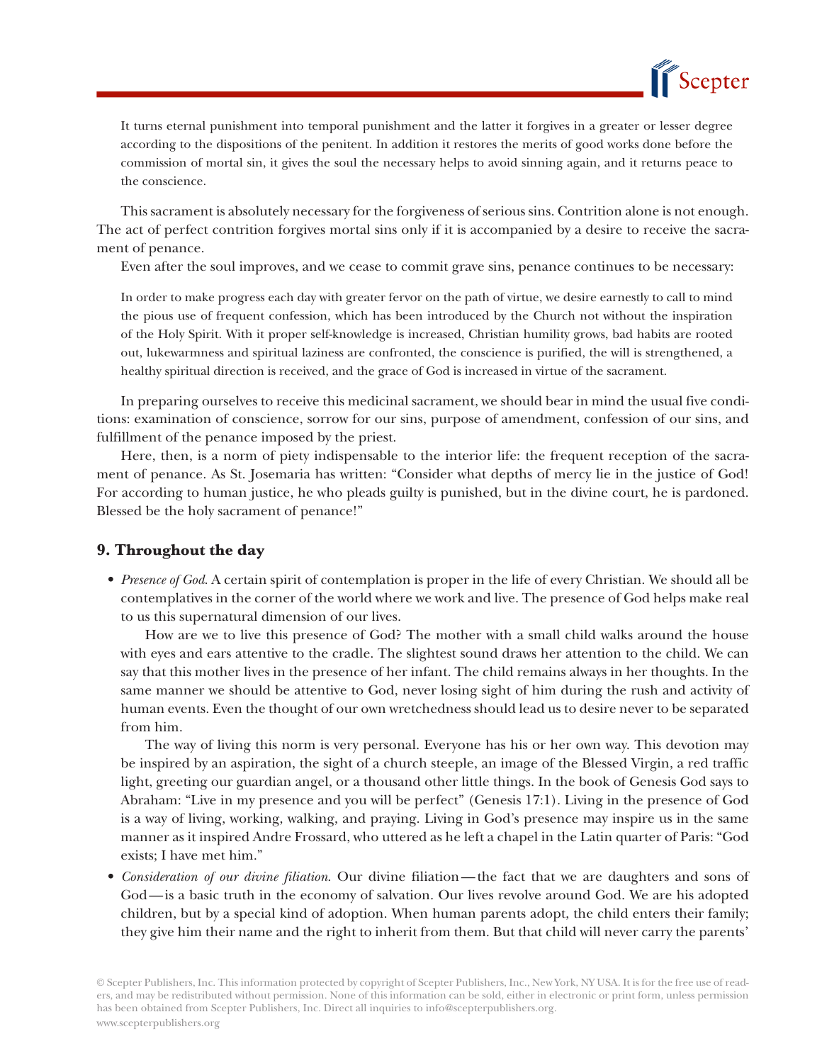It turns eternal punishment into temporal punishment and the latter it forgives in a greater or lesser degree according to the dispositions of the penitent. In addition it restores the merits of good works done before the commission of mortal sin, it gives the soul the necessary helps to avoid sinning again, and it returns peace to the conscience.

This sacrament is absolutely necessary for the forgiveness of serious sins. Contrition alone is not enough. The act of perfect contrition forgives mortal sins only if it is accompanied by a desire to receive the sacrament of penance.

Even after the soul improves, and we cease to commit grave sins, penance continues to be necessary:

> In order to make progress each day with greater fervor on the path of virtue, we desire earnestly to call to mind the pious use of frequent confession, which has been introduced by the Church not without the inspiration of the Holy Spirit. With it proper self-knowledge is increased, Christian humility grows, bad habits are rooted out, lukewarmness and spiritual laziness are confronted, the conscience is purified, the will is strengthened, a healthy spiritual direction is received, and the grace of God is increased in virtue of the sacrament.

In preparing ourselves to receive this medicinal sacrament, we should bear in mind the usual five conditions: examination of conscience, sorrow for our sins, purpose of amendment, confession of our sins, and fulfillment of the penance imposed by the priest.

Here, then, is a norm of piety indispensable to the interior life: the frequent reception of the sacrament of penance. As St. Josemaria has written: "Consider what depths of mercy lie in the justice of God! For according to human justice, he who pleads guilty is punished, but in the divine court, he is pardoned. Blessed be the holy sacrament of penance!"

## 9. Throughout the day

- *Presence of God*. A certain spirit of contemplation is proper in the life of every Christian. We should all be contemplatives in the corner of the world where we work and live. The presence of God helps make real to us this supernatural dimension of our lives.

  How are we to live this presence of God? The mother with a small child walks around the house with eyes and ears attentive to the cradle. The slightest sound draws her attention to the child. We can say that this mother lives in the presence of her infant. The child remains always in her thoughts. In the same manner we should be attentive to God, never losing sight of him during the rush and activity of human events. Even the thought of our own wretchedness should lead us to desire never to be separated from him.

  The way of living this norm is very personal. Everyone has his or her own way. This devotion may be inspired by an aspiration, the sight of a church steeple, an image of the Blessed Virgin, a red traffic light, greeting our guardian angel, or a thousand other little things. In the book of Genesis God says to Abraham: "Live in my presence and you will be perfect" (Genesis 17:1). Living in the presence of God is a way of living, working, walking, and praying. Living in God's presence may inspire us in the same manner as it inspired Andre Frossard, who uttered as he left a chapel in the Latin quarter of Paris: "God exists; I have met him."

- *Consideration of our divine filiation*. Our divine filiation—the fact that we are daughters and sons of God—is a basic truth in the economy of salvation. Our lives revolve around God. We are his adopted children, but by a special kind of adoption. When human parents adopt, the child enters their family; they give him their name and the right to inherit from them. But that child will never carry the parents'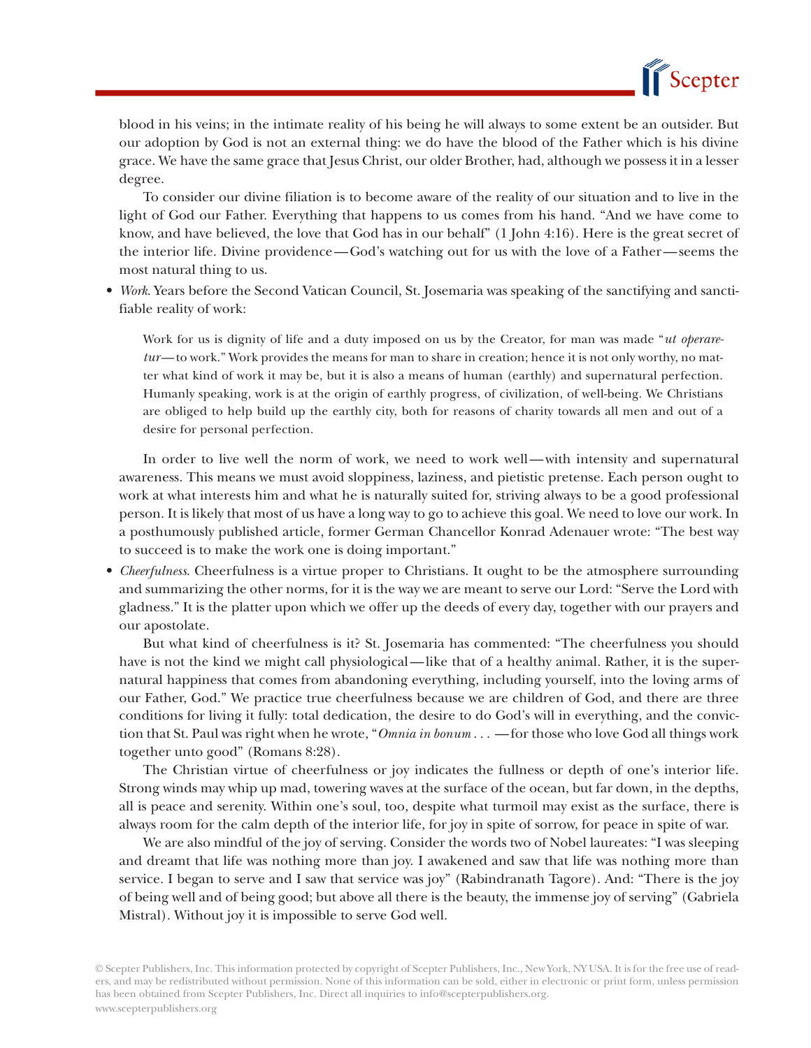blood in his veins; in the intimate reality of his being he will always to some extent be an outsider. But our adoption by God is not an external thing: we do have the blood of the Father which is his divine grace. We have the same grace that Jesus Christ, our older Brother, had, although we possess it in a lesser degree.

To consider our divine filiation is to become aware of the reality of our situation and to live in the light of God our Father. Everything that happens to us comes from his hand. "And we have come to know, and have believed, the love that God has in our behalf" (1 John 4:16). Here is the great secret of the interior life. Divine providence—God's watching out for us with the love of a Father—seems the most natural thing to us.

- *Work*. Years before the Second Vatican Council, St. Josemaria was speaking of the sanctifying and sanctifiable reality of work:

> Work for us is dignity of life and a duty imposed on us by the Creator, for man was made "*ut operaretur*—to work." Work provides the means for man to share in creation; hence it is not only worthy, no matter what kind of work it may be, but it is also a means of human (earthly) and supernatural perfection. Humanly speaking, work is at the origin of earthly progress, of civilization, of well-being. We Christians are obliged to help build up the earthly city, both for reasons of charity towards all men and out of a desire for personal perfection.

In order to live well the norm of work, we need to work well—with intensity and supernatural awareness. This means we must avoid sloppiness, laziness, and pietistic pretense. Each person ought to work at what interests him and what he is naturally suited for, striving always to be a good professional person. It is likely that most of us have a long way to go to achieve this goal. We need to love our work. In a posthumously published article, former German Chancellor Konrad Adenauer wrote: "The best way to succeed is to make the work one is doing important."

- *Cheerfulness*. Cheerfulness is a virtue proper to Christians. It ought to be the atmosphere surrounding and summarizing the other norms, for it is the way we are meant to serve our Lord: "Serve the Lord with gladness." It is the platter upon which we offer up the deeds of every day, together with our prayers and our apostolate.

But what kind of cheerfulness is it? St. Josemaria has commented: "The cheerfulness you should have is not the kind we might call physiological—like that of a healthy animal. Rather, it is the supernatural happiness that comes from abandoning everything, including yourself, into the loving arms of our Father, God." We practice true cheerfulness because we are children of God, and there are three conditions for living it fully: total dedication, the desire to do God's will in everything, and the conviction that St. Paul was right when he wrote, "*Omnia in bonum* . . . —for those who love God all things work together unto good" (Romans 8:28).

The Christian virtue of cheerfulness or joy indicates the fullness or depth of one's interior life. Strong winds may whip up mad, towering waves at the surface of the ocean, but far down, in the depths, all is peace and serenity. Within one's soul, too, despite what turmoil may exist as the surface, there is always room for the calm depth of the interior life, for joy in spite of sorrow, for peace in spite of war.

We are also mindful of the joy of serving. Consider the words two of Nobel laureates: "I was sleeping and dreamt that life was nothing more than joy. I awakened and saw that life was nothing more than service. I began to serve and I saw that service was joy" (Rabindranath Tagore). And: "There is the joy of being well and of being good; but above all there is the beauty, the immense joy of serving" (Gabriela Mistral). Without joy it is impossible to serve God well.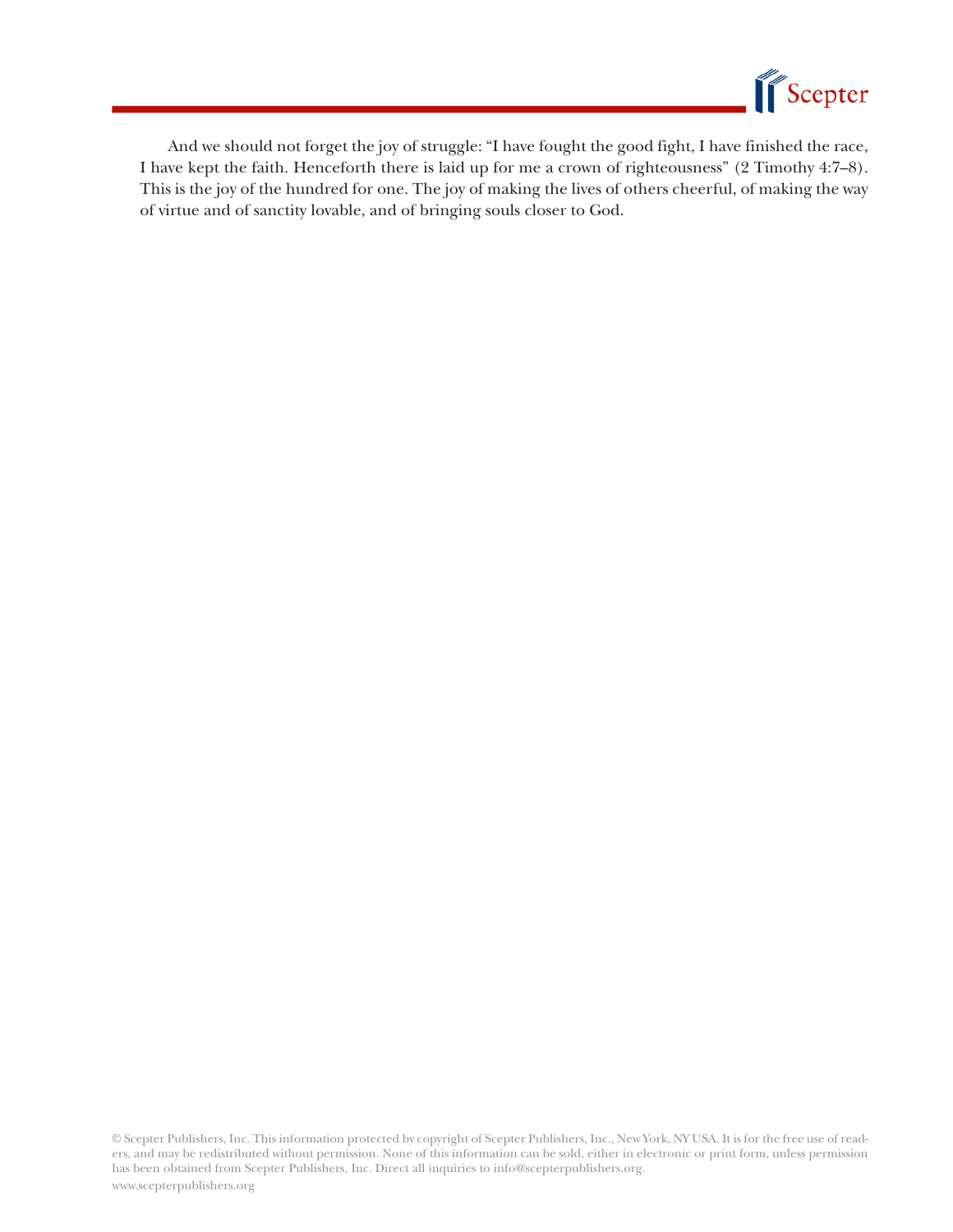And we should not forget the joy of struggle: “I have fought the good fight, I have finished the race, I have kept the faith. Henceforth there is laid up for me a crown of righteousness” (2 Timothy 4:7–8). This is the joy of the hundred for one. The joy of making the lives of others cheerful, of making the way of virtue and of sanctity lovable, and of bringing souls closer to God.